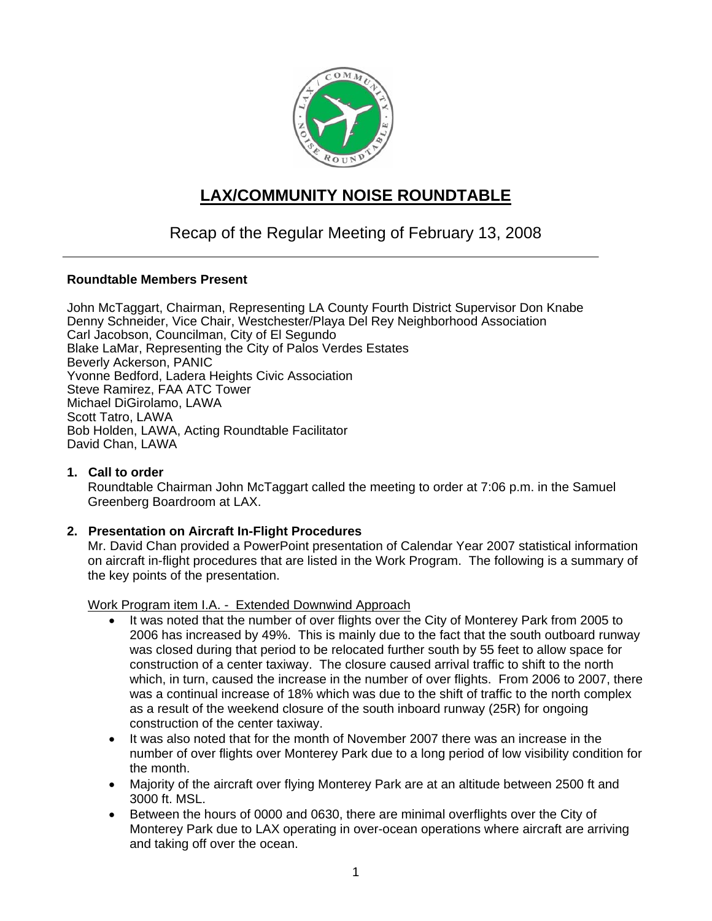# LAX/COMMUNITY NOISE ROUNDTABLE

## Recap of the Regular Meeting of February 13, 2008

**Roundtable Members Present**

John McTaggart, Chairman, Representing LA County Fourth District Supervisor Don Knabe
Denny Schneider, Vice Chair, Westchester/Playa Del Rey Neighborhood Association
Carl Jacobson, Councilman, City of El Segundo
Blake LaMar, Representing the City of Palos Verdes Estates
Beverly Ackerson, PANIC
Yvonne Bedford, Ladera Heights Civic Association
Steve Ramirez, FAA ATC Tower
Michael DiGirolamo, LAWA
Scott Tatro, LAWA
Bob Holden, LAWA, Acting Roundtable Facilitator
David Chan, LAWA

**1. Call to order**

Roundtable Chairman John McTaggart called the meeting to order at 7:06 p.m. in the Samuel Greenberg Boardroom at LAX.

**2. Presentation on Aircraft In-Flight Procedures**

Mr. David Chan provided a PowerPoint presentation of Calendar Year 2007 statistical information on aircraft in-flight procedures that are listed in the Work Program. The following is a summary of the key points of the presentation.

<u>Work Program item I.A. - Extended Downwind Approach</u>

- It was noted that the number of over flights over the City of Monterey Park from 2005 to 2006 has increased by 49%. This is mainly due to the fact that the south outboard runway was closed during that period to be relocated further south by 55 feet to allow space for construction of a center taxiway. The closure caused arrival traffic to shift to the north which, in turn, caused the increase in the number of over flights. From 2006 to 2007, there was a continual increase of 18% which was due to the shift of traffic to the north complex as a result of the weekend closure of the south inboard runway (25R) for ongoing construction of the center taxiway.
- It was also noted that for the month of November 2007 there was an increase in the number of over flights over Monterey Park due to a long period of low visibility condition for the month.
- Majority of the aircraft over flying Monterey Park are at an altitude between 2500 ft and 3000 ft. MSL.
- Between the hours of 0000 and 0630, there are minimal overflights over the City of Monterey Park due to LAX operating in over-ocean operations where aircraft are arriving and taking off over the ocean.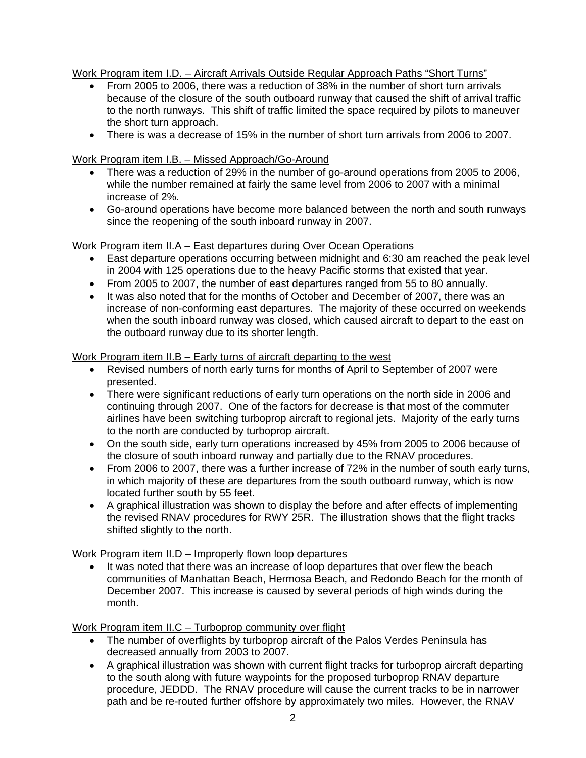Work Program item I.D. – Aircraft Arrivals Outside Regular Approach Paths "Short Turns"

- From 2005 to 2006, there was a reduction of 38% in the number of short turn arrivals because of the closure of the south outboard runway that caused the shift of arrival traffic to the north runways. This shift of traffic limited the space required by pilots to maneuver the short turn approach.
- There is was a decrease of 15% in the number of short turn arrivals from 2006 to 2007.

Work Program item I.B. – Missed Approach/Go-Around

- There was a reduction of 29% in the number of go-around operations from 2005 to 2006, while the number remained at fairly the same level from 2006 to 2007 with a minimal increase of 2%.
- Go-around operations have become more balanced between the north and south runways since the reopening of the south inboard runway in 2007.

Work Program item II.A – East departures during Over Ocean Operations

- East departure operations occurring between midnight and 6:30 am reached the peak level in 2004 with 125 operations due to the heavy Pacific storms that existed that year.
- From 2005 to 2007, the number of east departures ranged from 55 to 80 annually.
- It was also noted that for the months of October and December of 2007, there was an increase of non-conforming east departures. The majority of these occurred on weekends when the south inboard runway was closed, which caused aircraft to depart to the east on the outboard runway due to its shorter length.

Work Program item II.B – Early turns of aircraft departing to the west

- Revised numbers of north early turns for months of April to September of 2007 were presented.
- There were significant reductions of early turn operations on the north side in 2006 and continuing through 2007. One of the factors for decrease is that most of the commuter airlines have been switching turboprop aircraft to regional jets. Majority of the early turns to the north are conducted by turboprop aircraft.
- On the south side, early turn operations increased by 45% from 2005 to 2006 because of the closure of south inboard runway and partially due to the RNAV procedures.
- From 2006 to 2007, there was a further increase of 72% in the number of south early turns, in which majority of these are departures from the south outboard runway, which is now located further south by 55 feet.
- A graphical illustration was shown to display the before and after effects of implementing the revised RNAV procedures for RWY 25R. The illustration shows that the flight tracks shifted slightly to the north.

Work Program item II.D – Improperly flown loop departures

- It was noted that there was an increase of loop departures that over flew the beach communities of Manhattan Beach, Hermosa Beach, and Redondo Beach for the month of December 2007. This increase is caused by several periods of high winds during the month.

Work Program item II.C – Turboprop community over flight

- The number of overflights by turboprop aircraft of the Palos Verdes Peninsula has decreased annually from 2003 to 2007.
- A graphical illustration was shown with current flight tracks for turboprop aircraft departing to the south along with future waypoints for the proposed turboprop RNAV departure procedure, JEDDD. The RNAV procedure will cause the current tracks to be in narrower path and be re-routed further offshore by approximately two miles. However, the RNAV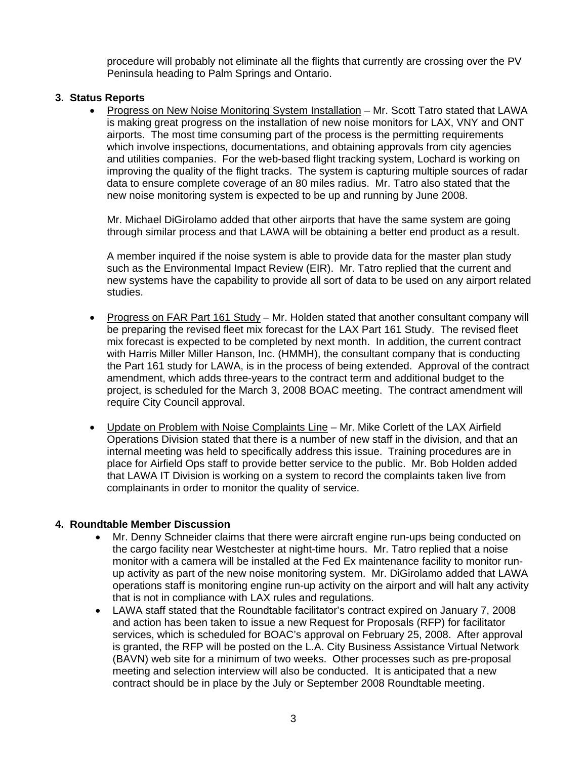procedure will probably not eliminate all the flights that currently are crossing over the PV Peninsula heading to Palm Springs and Ontario.

**3. Status Reports**

- Progress on New Noise Monitoring System Installation – Mr. Scott Tatro stated that LAWA is making great progress on the installation of new noise monitors for LAX, VNY and ONT airports. The most time consuming part of the process is the permitting requirements which involve inspections, documentations, and obtaining approvals from city agencies and utilities companies. For the web-based flight tracking system, Lochard is working on improving the quality of the flight tracks. The system is capturing multiple sources of radar data to ensure complete coverage of an 80 miles radius. Mr. Tatro also stated that the new noise monitoring system is expected to be up and running by June 2008.

  Mr. Michael DiGirolamo added that other airports that have the same system are going through similar process and that LAWA will be obtaining a better end product as a result.

  A member inquired if the noise system is able to provide data for the master plan study such as the Environmental Impact Review (EIR). Mr. Tatro replied that the current and new systems have the capability to provide all sort of data to be used on any airport related studies.

- Progress on FAR Part 161 Study – Mr. Holden stated that another consultant company will be preparing the revised fleet mix forecast for the LAX Part 161 Study. The revised fleet mix forecast is expected to be completed by next month. In addition, the current contract with Harris Miller Miller Hanson, Inc. (HMMH), the consultant company that is conducting the Part 161 study for LAWA, is in the process of being extended. Approval of the contract amendment, which adds three-years to the contract term and additional budget to the project, is scheduled for the March 3, 2008 BOAC meeting. The contract amendment will require City Council approval.

- Update on Problem with Noise Complaints Line – Mr. Mike Corlett of the LAX Airfield Operations Division stated that there is a number of new staff in the division, and that an internal meeting was held to specifically address this issue. Training procedures are in place for Airfield Ops staff to provide better service to the public. Mr. Bob Holden added that LAWA IT Division is working on a system to record the complaints taken live from complainants in order to monitor the quality of service.

**4. Roundtable Member Discussion**

- Mr. Denny Schneider claims that there were aircraft engine run-ups being conducted on the cargo facility near Westchester at night-time hours. Mr. Tatro replied that a noise monitor with a camera will be installed at the Fed Ex maintenance facility to monitor run-up activity as part of the new noise monitoring system. Mr. DiGirolamo added that LAWA operations staff is monitoring engine run-up activity on the airport and will halt any activity that is not in compliance with LAX rules and regulations.
- LAWA staff stated that the Roundtable facilitator's contract expired on January 7, 2008 and action has been taken to issue a new Request for Proposals (RFP) for facilitator services, which is scheduled for BOAC's approval on February 25, 2008. After approval is granted, the RFP will be posted on the L.A. City Business Assistance Virtual Network (BAVN) web site for a minimum of two weeks. Other processes such as pre-proposal meeting and selection interview will also be conducted. It is anticipated that a new contract should be in place by the July or September 2008 Roundtable meeting.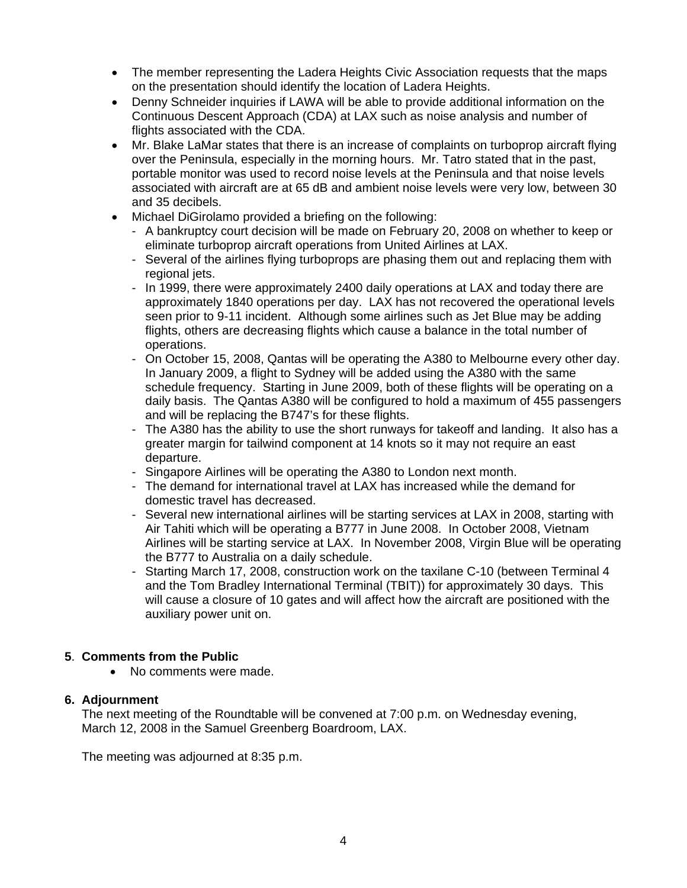- The member representing the Ladera Heights Civic Association requests that the maps on the presentation should identify the location of Ladera Heights.
- Denny Schneider inquiries if LAWA will be able to provide additional information on the Continuous Descent Approach (CDA) at LAX such as noise analysis and number of flights associated with the CDA.
- Mr. Blake LaMar states that there is an increase of complaints on turboprop aircraft flying over the Peninsula, especially in the morning hours. Mr. Tatro stated that in the past, portable monitor was used to record noise levels at the Peninsula and that noise levels associated with aircraft are at 65 dB and ambient noise levels were very low, between 30 and 35 decibels.
- Michael DiGirolamo provided a briefing on the following:
  - A bankruptcy court decision will be made on February 20, 2008 on whether to keep or eliminate turboprop aircraft operations from United Airlines at LAX.
  - Several of the airlines flying turboprops are phasing them out and replacing them with regional jets.
  - In 1999, there were approximately 2400 daily operations at LAX and today there are approximately 1840 operations per day. LAX has not recovered the operational levels seen prior to 9-11 incident. Although some airlines such as Jet Blue may be adding flights, others are decreasing flights which cause a balance in the total number of operations.
  - On October 15, 2008, Qantas will be operating the A380 to Melbourne every other day. In January 2009, a flight to Sydney will be added using the A380 with the same schedule frequency. Starting in June 2009, both of these flights will be operating on a daily basis. The Qantas A380 will be configured to hold a maximum of 455 passengers and will be replacing the B747's for these flights.
  - The A380 has the ability to use the short runways for takeoff and landing. It also has a greater margin for tailwind component at 14 knots so it may not require an east departure.
  - Singapore Airlines will be operating the A380 to London next month.
  - The demand for international travel at LAX has increased while the demand for domestic travel has decreased.
  - Several new international airlines will be starting services at LAX in 2008, starting with Air Tahiti which will be operating a B777 in June 2008. In October 2008, Vietnam Airlines will be starting service at LAX. In November 2008, Virgin Blue will be operating the B777 to Australia on a daily schedule.
  - Starting March 17, 2008, construction work on the taxilane C-10 (between Terminal 4 and the Tom Bradley International Terminal (TBIT)) for approximately 30 days. This will cause a closure of 10 gates and will affect how the aircraft are positioned with the auxiliary power unit on.

## 5. Comments from the Public

- No comments were made.

## 6. Adjournment

The next meeting of the Roundtable will be convened at 7:00 p.m. on Wednesday evening, March 12, 2008 in the Samuel Greenberg Boardroom, LAX.

The meeting was adjourned at 8:35 p.m.